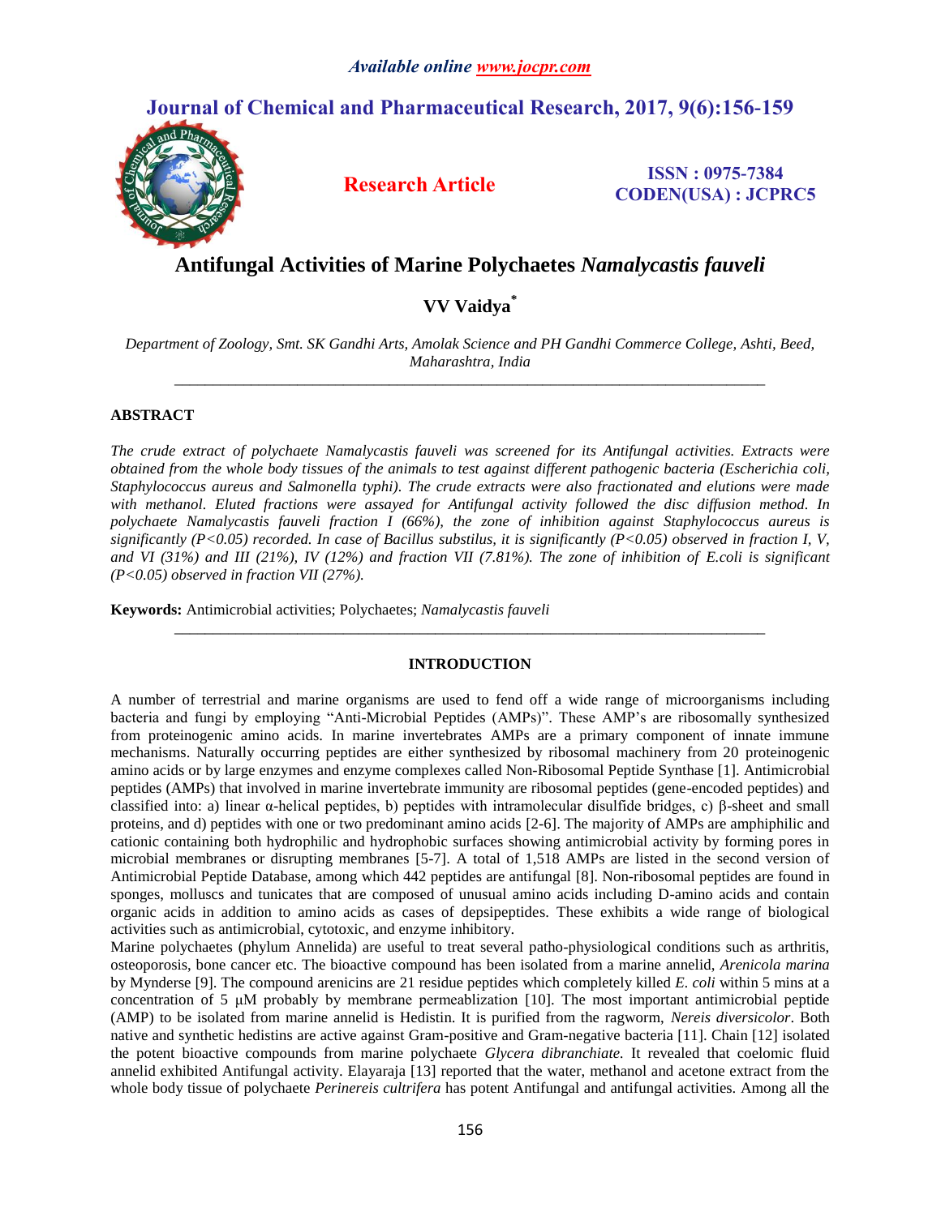# Antifungal Activities of Marine Polychaetes *Namalycastis fauveli*

**VV Vaidya***

*Department of Zoology, Smt. SK Gandhi Arts, Amolak Science and PH Gandhi Commerce College, Ashti, Beed, Maharashtra, India*

## ABSTRACT

*The crude extract of polychaete Namalycastis fauveli was screened for its Antifungal activities. Extracts were obtained from the whole body tissues of the animals to test against different pathogenic bacteria (Escherichia coli, Staphylococcus aureus and Salmonella typhi). The crude extracts were also fractionated and elutions were made with methanol. Eluted fractions were assayed for Antifungal activity followed the disc diffusion method. In polychaete Namalycastis fauveli fraction I (66%), the zone of inhibition against Staphylococcus aureus is significantly (P<0.05) recorded. In case of Bacillus substilus, it is significantly (P<0.05) observed in fraction I, V, and VI (31%) and III (21%), IV (12%) and fraction VII (7.81%). The zone of inhibition of E.coli is significant (P<0.05) observed in fraction VII (27%).*

**Keywords:** Antimicrobial activities; Polychaetes; *Namalycastis fauveli*

## INTRODUCTION

A number of terrestrial and marine organisms are used to fend off a wide range of microorganisms including bacteria and fungi by employing "Anti-Microbial Peptides (AMPs)". These AMP's are ribosomally synthesized from proteinogenic amino acids. In marine invertebrates AMPs are a primary component of innate immune mechanisms. Naturally occurring peptides are either synthesized by ribosomal machinery from 20 proteinogenic amino acids or by large enzymes and enzyme complexes called Non-Ribosomal Peptide Synthase [1]. Antimicrobial peptides (AMPs) that involved in marine invertebrate immunity are ribosomal peptides (gene-encoded peptides) and classified into: a) linear α-helical peptides, b) peptides with intramolecular disulfide bridges, c) β-sheet and small proteins, and d) peptides with one or two predominant amino acids [2-6]. The majority of AMPs are amphiphilic and cationic containing both hydrophilic and hydrophobic surfaces showing antimicrobial activity by forming pores in microbial membranes or disrupting membranes [5-7]. A total of 1,518 AMPs are listed in the second version of Antimicrobial Peptide Database, among which 442 peptides are antifungal [8]. Non-ribosomal peptides are found in sponges, molluscs and tunicates that are composed of unusual amino acids including D-amino acids and contain organic acids in addition to amino acids as cases of depsipeptides. These exhibits a wide range of biological activities such as antimicrobial, cytotoxic, and enzyme inhibitory.

Marine polychaetes (phylum Annelida) are useful to treat several patho-physiological conditions such as arthritis, osteoporosis, bone cancer etc. The bioactive compound has been isolated from a marine annelid, *Arenicola marina* by Mynderse [9]. The compound arenicins are 21 residue peptides which completely killed *E. coli* within 5 mins at a concentration of 5 μM probably by membrane permeablization [10]. The most important antimicrobial peptide (AMP) to be isolated from marine annelid is Hedistin. It is purified from the ragworm, *Nereis diversicolor*. Both native and synthetic hedistins are active against Gram-positive and Gram-negative bacteria [11]. Chain [12] isolated the potent bioactive compounds from marine polychaete *Glycera dibranchiate*. It revealed that coelomic fluid annelid exhibited Antifungal activity. Elayaraja [13] reported that the water, methanol and acetone extract from the whole body tissue of polychaete *Perinereis cultrifera* has potent Antifungal and antifungal activities. Among all the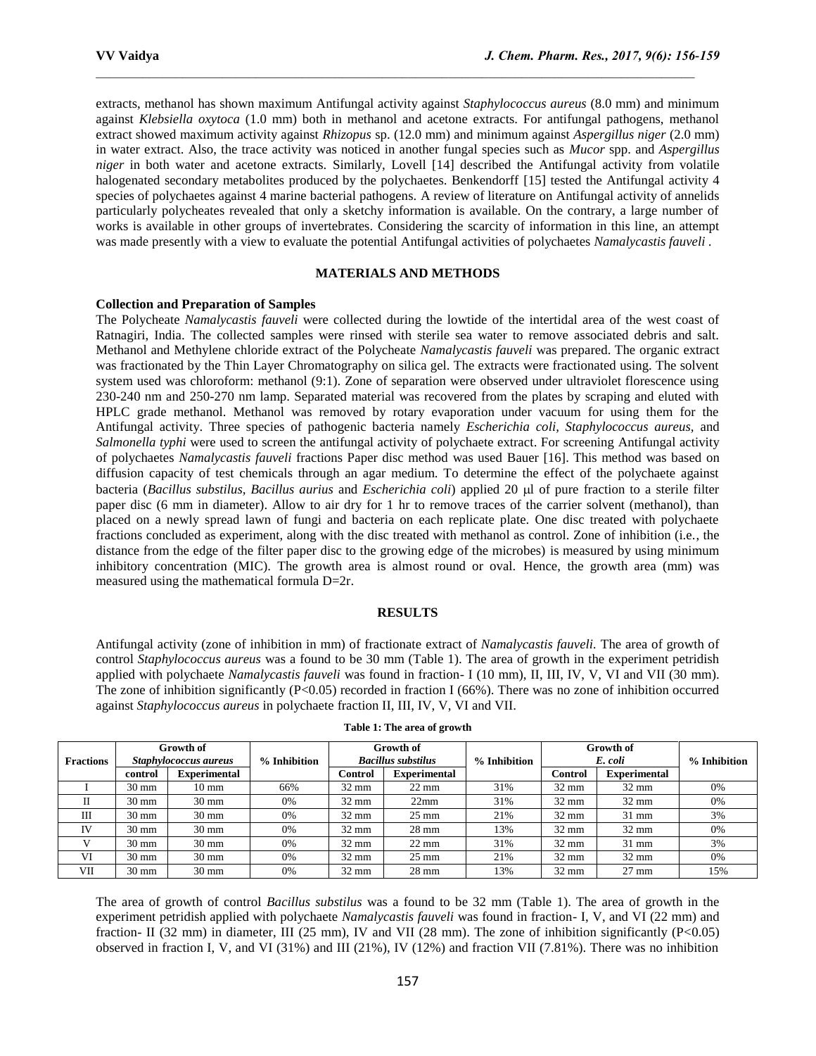extracts, methanol has shown maximum Antifungal activity against *Staphylococcus aureus* (8.0 mm) and minimum against *Klebsiella oxytoca* (1.0 mm) both in methanol and acetone extracts. For antifungal pathogens, methanol extract showed maximum activity against *Rhizopus* sp. (12.0 mm) and minimum against *Aspergillus niger* (2.0 mm) in water extract. Also, the trace activity was noticed in another fungal species such as *Mucor* spp. and *Aspergillus niger* in both water and acetone extracts. Similarly, Lovell [14] described the Antifungal activity from volatile halogenated secondary metabolites produced by the polychaetes. Benkendorff [15] tested the Antifungal activity 4 species of polychaetes against 4 marine bacterial pathogens. A review of literature on Antifungal activity of annelids particularly polycheates revealed that only a sketchy information is available. On the contrary, a large number of works is available in other groups of invertebrates. Considering the scarcity of information in this line, an attempt was made presently with a view to evaluate the potential Antifungal activities of polychaetes *Namalycastis fauveli* .

## MATERIALS AND METHODS

### Collection and Preparation of Samples

The Polycheate *Namalycastis fauveli* were collected during the lowtide of the intertidal area of the west coast of Ratnagiri, India. The collected samples were rinsed with sterile sea water to remove associated debris and salt. Methanol and Methylene chloride extract of the Polycheate *Namalycastis fauveli* was prepared. The organic extract was fractionated by the Thin Layer Chromatography on silica gel. The extracts were fractionated using. The solvent system used was chloroform: methanol (9:1). Zone of separation were observed under ultraviolet florescence using 230-240 nm and 250-270 nm lamp. Separated material was recovered from the plates by scraping and eluted with HPLC grade methanol. Methanol was removed by rotary evaporation under vacuum for using them for the Antifungal activity. Three species of pathogenic bacteria namely *Escherichia coli, Staphylococcus aureus,* and *Salmonella typhi* were used to screen the antifungal activity of polychaete extract. For screening Antifungal activity of polychaetes *Namalycastis fauveli* fractions Paper disc method was used Bauer [16]. This method was based on diffusion capacity of test chemicals through an agar medium. To determine the effect of the polychaete against bacteria (*Bacillus substilus, Bacillus aurius* and *Escherichia coli*) applied 20 μl of pure fraction to a sterile filter paper disc (6 mm in diameter). Allow to air dry for 1 hr to remove traces of the carrier solvent (methanol), than placed on a newly spread lawn of fungi and bacteria on each replicate plate. One disc treated with polychaete fractions concluded as experiment, along with the disc treated with methanol as control. Zone of inhibition (i.e., the distance from the edge of the filter paper disc to the growing edge of the microbes) is measured by using minimum inhibitory concentration (MIC). The growth area is almost round or oval. Hence, the growth area (mm) was measured using the mathematical formula $D=2r$.

## RESULTS

Antifungal activity (zone of inhibition in mm) of fractionate extract of *Namalycastis fauveli.* The area of growth of control *Staphylococcus aureus* was a found to be 30 mm (Table 1). The area of growth in the experiment petridish applied with polychaete *Namalycastis fauveli* was found in fraction- I (10 mm), II, III, IV, V, VI and VII (30 mm). The zone of inhibition significantly ($P<0.05$) recorded in fraction I (66%). There was no zone of inhibition occurred against *Staphylococcus aureus* in polychaete fraction II, III, IV, V, VI and VII.

**Table 1: The area of growth**

| Fractions | Growth of *Staphylococcus aureus* | | % Inhibition | Growth of *Bacillus substilus* | | % Inhibition | Growth of *E. coli* | | % Inhibition |
|---|---|---|---|---|---|---|---|---|---|
| | control | Experimental | | Control | Experimental | | Control | Experimental | |
| I | 30 mm | 10 mm | 66% | 32 mm | 22 mm | 31% | 32 mm | 32 mm | 0% |
| II | 30 mm | 30 mm | 0% | 32 mm | 22mm | 31% | 32 mm | 32 mm | 0% |
| III | 30 mm | 30 mm | 0% | 32 mm | 25 mm | 21% | 32 mm | 31 mm | 3% |
| IV | 30 mm | 30 mm | 0% | 32 mm | 28 mm | 13% | 32 mm | 32 mm | 0% |
| V | 30 mm | 30 mm | 0% | 32 mm | 22 mm | 31% | 32 mm | 31 mm | 3% |
| VI | 30 mm | 30 mm | 0% | 32 mm | 25 mm | 21% | 32 mm | 32 mm | 0% |
| VII | 30 mm | 30 mm | 0% | 32 mm | 28 mm | 13% | 32 mm | 27 mm | 15% |

The area of growth of control *Bacillus substilus* was a found to be 32 mm (Table 1). The area of growth in the experiment petridish applied with polychaete *Namalycastis fauveli* was found in fraction- I, V, and VI (22 mm) and fraction- II (32 mm) in diameter, III (25 mm), IV and VII (28 mm). The zone of inhibition significantly ($P<0.05$) observed in fraction I, V, and VI (31%) and III (21%), IV (12%) and fraction VII (7.81%). There was no inhibition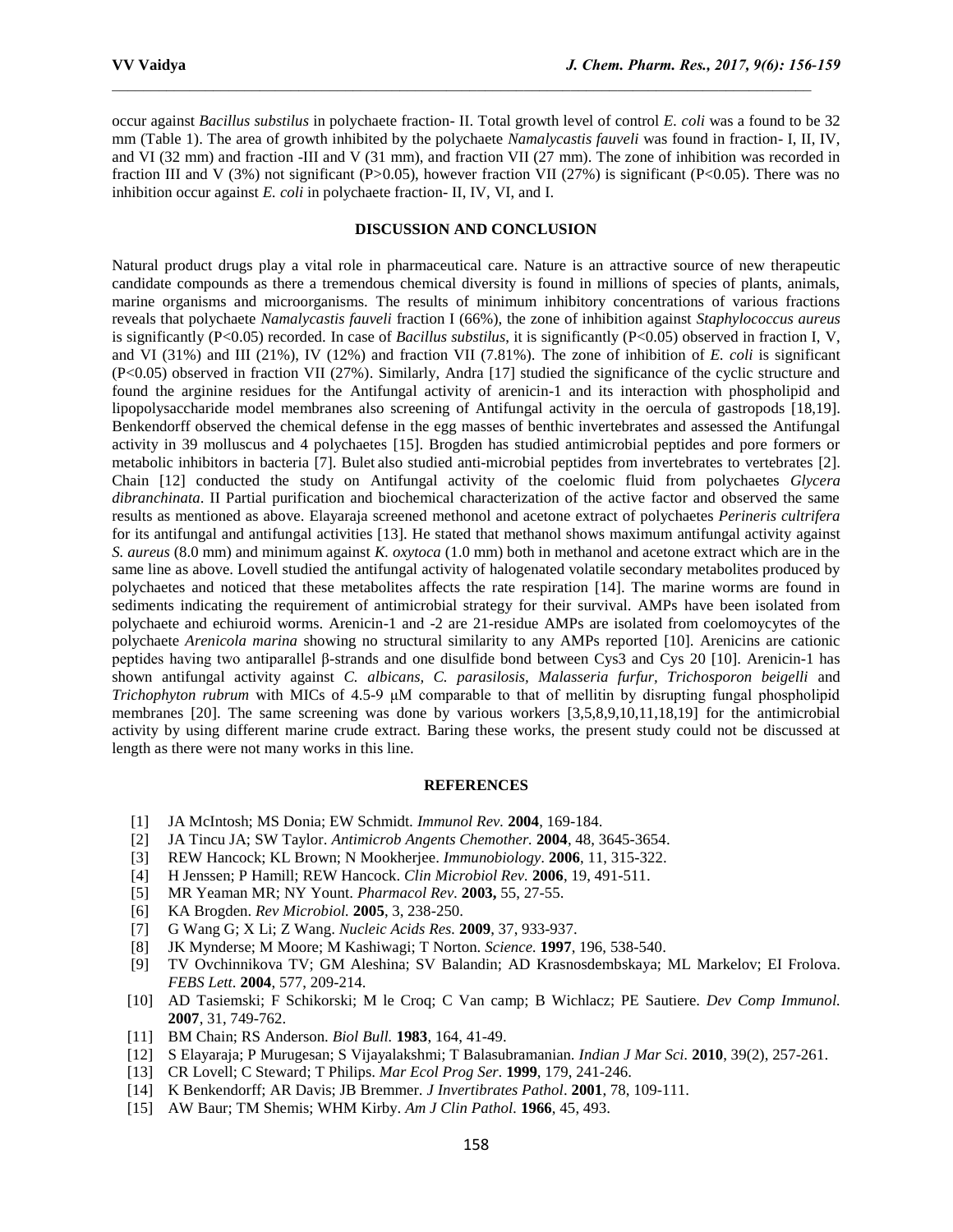occur against *Bacillus substilus* in polychaete fraction- II. Total growth level of control *E. coli* was a found to be 32 mm (Table 1). The area of growth inhibited by the polychaete *Namalycastis fauveli* was found in fraction- I, II, IV, and VI (32 mm) and fraction -III and V (31 mm), and fraction VII (27 mm). The zone of inhibition was recorded in fraction III and V (3%) not significant (P>0.05), however fraction VII (27%) is significant (P<0.05). There was no inhibition occur against *E. coli* in polychaete fraction- II, IV, VI, and I.

## DISCUSSION AND CONCLUSION

Natural product drugs play a vital role in pharmaceutical care. Nature is an attractive source of new therapeutic candidate compounds as there a tremendous chemical diversity is found in millions of species of plants, animals, marine organisms and microorganisms. The results of minimum inhibitory concentrations of various fractions reveals that polychaete *Namalycastis fauveli* fraction I (66%), the zone of inhibition against *Staphylococcus aureus* is significantly (P<0.05) recorded. In case of *Bacillus substilus,* it is significantly (P<0.05) observed in fraction I, V, and VI (31%) and III (21%), IV (12%) and fraction VII (7.81%). The zone of inhibition of *E. coli* is significant (P<0.05) observed in fraction VII (27%). Similarly, Andra [17] studied the significance of the cyclic structure and found the arginine residues for the Antifungal activity of arenicin-1 and its interaction with phospholipid and lipopolysaccharide model membranes also screening of Antifungal activity in the oercula of gastropods [18,19]. Benkendorff observed the chemical defense in the egg masses of benthic invertebrates and assessed the Antifungal activity in 39 molluscus and 4 polychaetes [15]. Brogden has studied antimicrobial peptides and pore formers or metabolic inhibitors in bacteria [7]. Bulet also studied anti-microbial peptides from invertebrates to vertebrates [2]. Chain [12] conducted the study on Antifungal activity of the coelomic fluid from polychaetes *Glycera dibranchinata*. II Partial purification and biochemical characterization of the active factor and observed the same results as mentioned as above. Elayaraja screened methonol and acetone extract of polychaetes *Perineris cultrifera* for its antifungal and antifungal activities [13]. He stated that methanol shows maximum antifungal activity against *S. aureus* (8.0 mm) and minimum against *K. oxytoca* (1.0 mm) both in methanol and acetone extract which are in the same line as above. Lovell studied the antifungal activity of halogenated volatile secondary metabolites produced by polychaetes and noticed that these metabolites affects the rate respiration [14]. The marine worms are found in sediments indicating the requirement of antimicrobial strategy for their survival. AMPs have been isolated from polychaete and echiuroid worms. Arenicin-1 and -2 are 21-residue AMPs are isolated from coelomoycytes of the polychaete *Arenicola marina* showing no structural similarity to any AMPs reported [10]. Arenicins are cationic peptides having two antiparallel β-strands and one disulfide bond between Cys3 and Cys 20 [10]. Arenicin-1 has shown antifungal activity against *C. albicans, C. parasilosis, Malasseria furfur, Trichosporon beigelli* and *Trichophyton rubrum* with MICs of 4.5-9 μM comparable to that of mellitin by disrupting fungal phospholipid membranes [20]. The same screening was done by various workers [3,5,8,9,10,11,18,19] for the antimicrobial activity by using different marine crude extract. Baring these works, the present study could not be discussed at length as there were not many works in this line.

## REFERENCES

[1] JA McIntosh; MS Donia; EW Schmidt. *Immunol Rev*. **2004**, 169-184.

[2] JA Tincu JA; SW Taylor. *Antimicrob Angents Chemother.* **2004**, 48, 3645-3654.

[3] REW Hancock; KL Brown; N Mookherjee. *Immunobiology*. **2006**, 11, 315-322.

[4] H Jenssen; P Hamill; REW Hancock. *Clin Microbiol Rev.* **2006**, 19, 491-511.

[5] MR Yeaman MR; NY Yount. *Pharmacol Rev*. **2003,** 55, 27-55.

[6] KA Brogden. *Rev Microbiol.* **2005**, 3, 238-250.

[7] G Wang G; X Li; Z Wang. *Nucleic Acids Res.* **2009**, 37, 933-937.

[8] JK Mynderse; M Moore; M Kashiwagi; T Norton. *Science.* **1997**, 196, 538-540.

[9] TV Ovchinnikova TV; GM Aleshina; SV Balandin; AD Krasnosdembskaya; ML Markelov; EI Frolova. *FEBS Lett*. **2004**, 577, 209-214.

[10] AD Tasiemski; F Schikorski; M le Croq; C Van camp; B Wichlacz; PE Sautiere. *Dev Comp Immunol.* **2007**, 31, 749-762.

[11] BM Chain; RS Anderson. *Biol Bull.* **1983**, 164, 41-49.

[12] S Elayaraja; P Murugesan; S Vijayalakshmi; T Balasubramanian. *Indian J Mar Sci*. **2010**, 39(2), 257-261.

[13] CR Lovell; C Steward; T Philips. *Mar Ecol Prog Ser*. **1999**, 179, 241-246.

[14] K Benkendorff; AR Davis; JB Bremmer. *J Invertibrates Pathol*. **2001**, 78, 109-111.

[15] AW Baur; TM Shemis; WHM Kirby. *Am J Clin Pathol.* **1966**, 45, 493.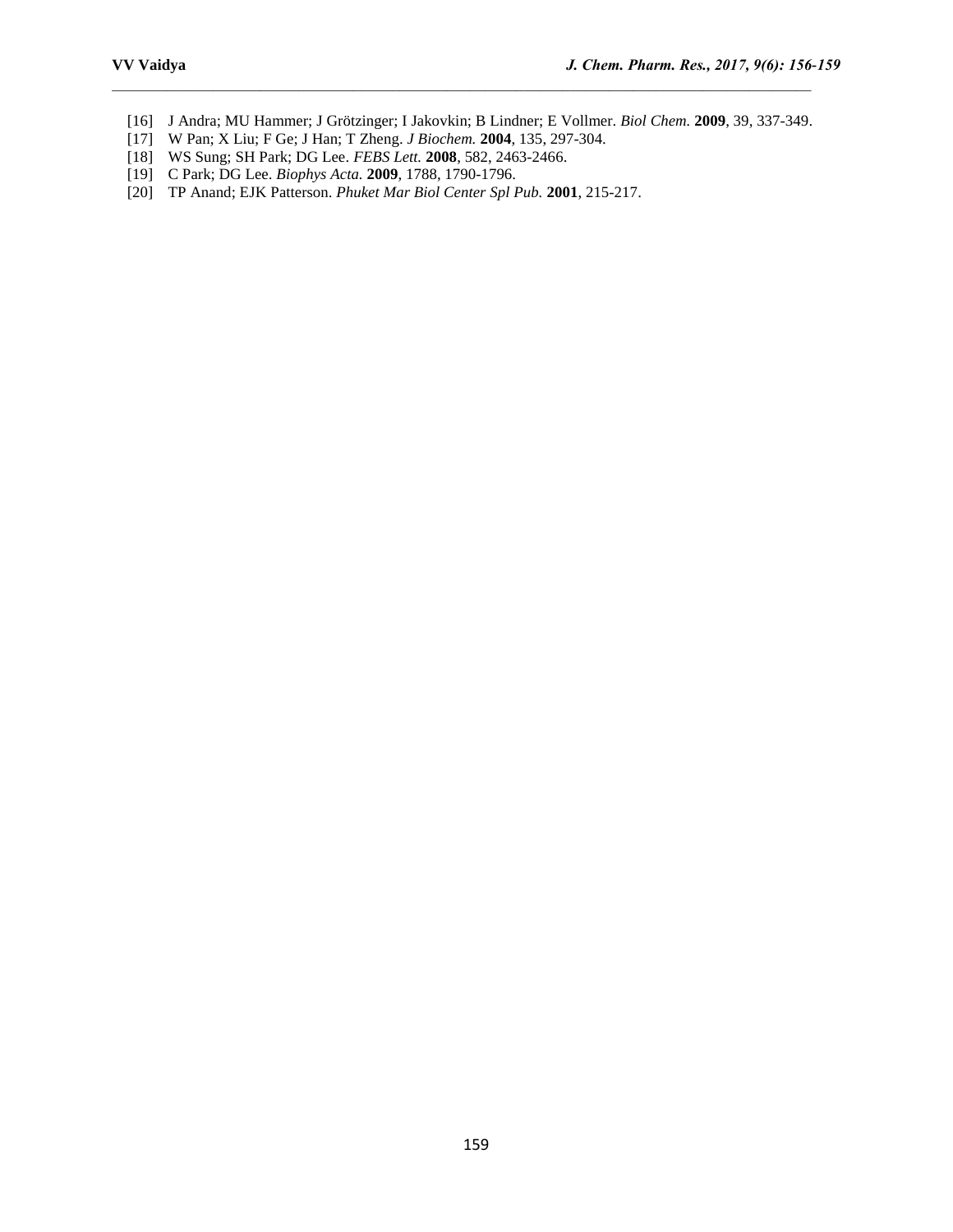[16] J Andra; MU Hammer; J Grötzinger; I Jakovkin; B Lindner; E Vollmer. *Biol Chem.* **2009**, 39, 337-349.

[17] W Pan; X Liu; F Ge; J Han; T Zheng. *J Biochem.* **2004**, 135, 297-304.

[18] WS Sung; SH Park; DG Lee. *FEBS Lett.* **2008**, 582, 2463-2466.

[19] C Park; DG Lee. *Biophys Acta.* **2009**, 1788, 1790-1796.

[20] TP Anand; EJK Patterson. *Phuket Mar Biol Center Spl Pub.* **2001**, 215-217.